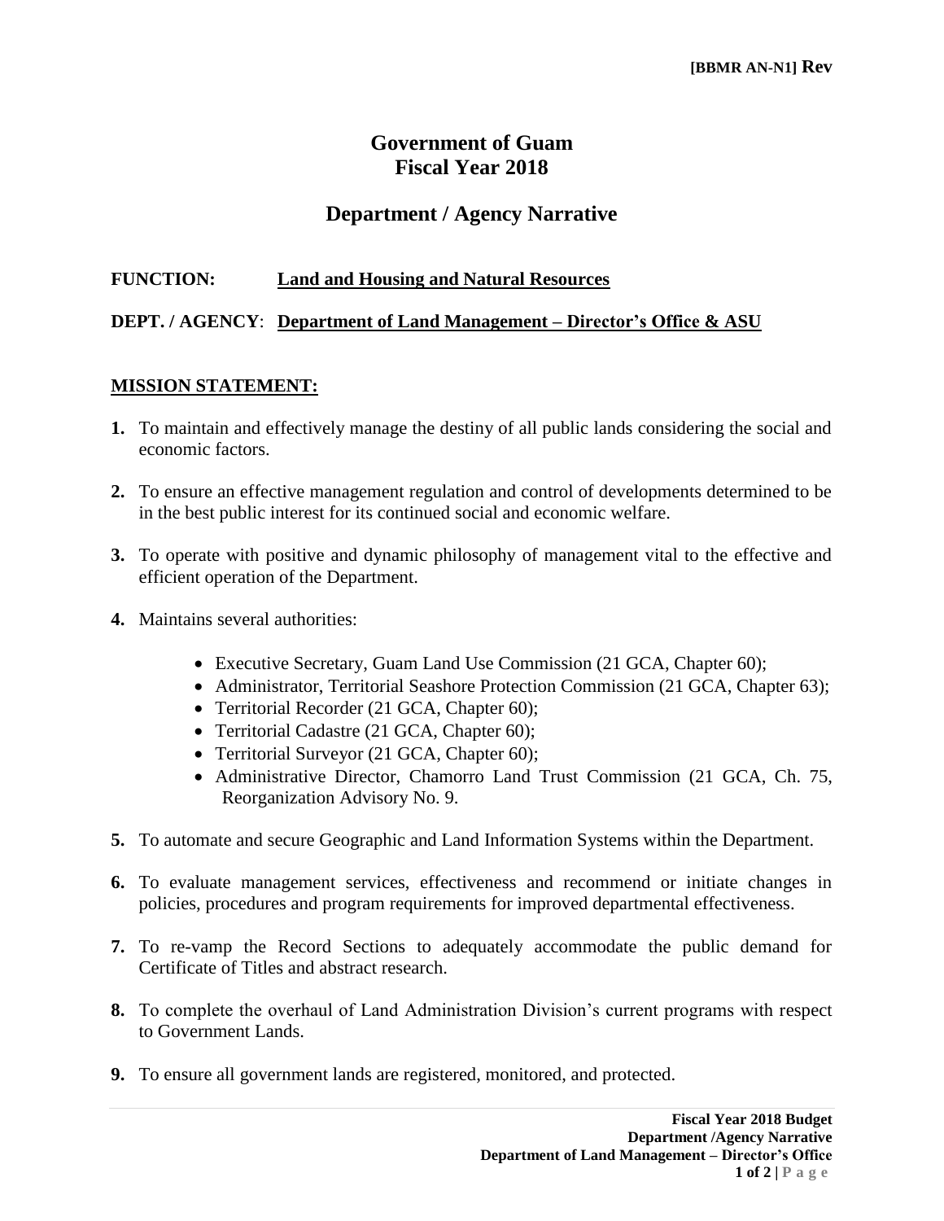**[BBMR AN-N1] Rev**

# Government of Guam
# Fiscal Year 2018

## Department / Agency Narrative

**FUNCTION:** **Land and Housing and Natural Resources**

**DEPT. / AGENCY**: **Department of Land Management – Director's Office & ASU**

**MISSION STATEMENT:**

**1.** To maintain and effectively manage the destiny of all public lands considering the social and economic factors.

**2.** To ensure an effective management regulation and control of developments determined to be in the best public interest for its continued social and economic welfare.

**3.** To operate with positive and dynamic philosophy of management vital to the effective and efficient operation of the Department.

**4.** Maintains several authorities:

- Executive Secretary, Guam Land Use Commission (21 GCA, Chapter 60);
- Administrator, Territorial Seashore Protection Commission (21 GCA, Chapter 63);
- Territorial Recorder (21 GCA, Chapter 60);
- Territorial Cadastre (21 GCA, Chapter 60);
- Territorial Surveyor (21 GCA, Chapter 60);
- Administrative Director, Chamorro Land Trust Commission (21 GCA, Ch. 75, Reorganization Advisory No. 9.

**5.** To automate and secure Geographic and Land Information Systems within the Department.

**6.** To evaluate management services, effectiveness and recommend or initiate changes in policies, procedures and program requirements for improved departmental effectiveness.

**7.** To re-vamp the Record Sections to adequately accommodate the public demand for Certificate of Titles and abstract research.

**8.** To complete the overhaul of Land Administration Division's current programs with respect to Government Lands.

**9.** To ensure all government lands are registered, monitored, and protected.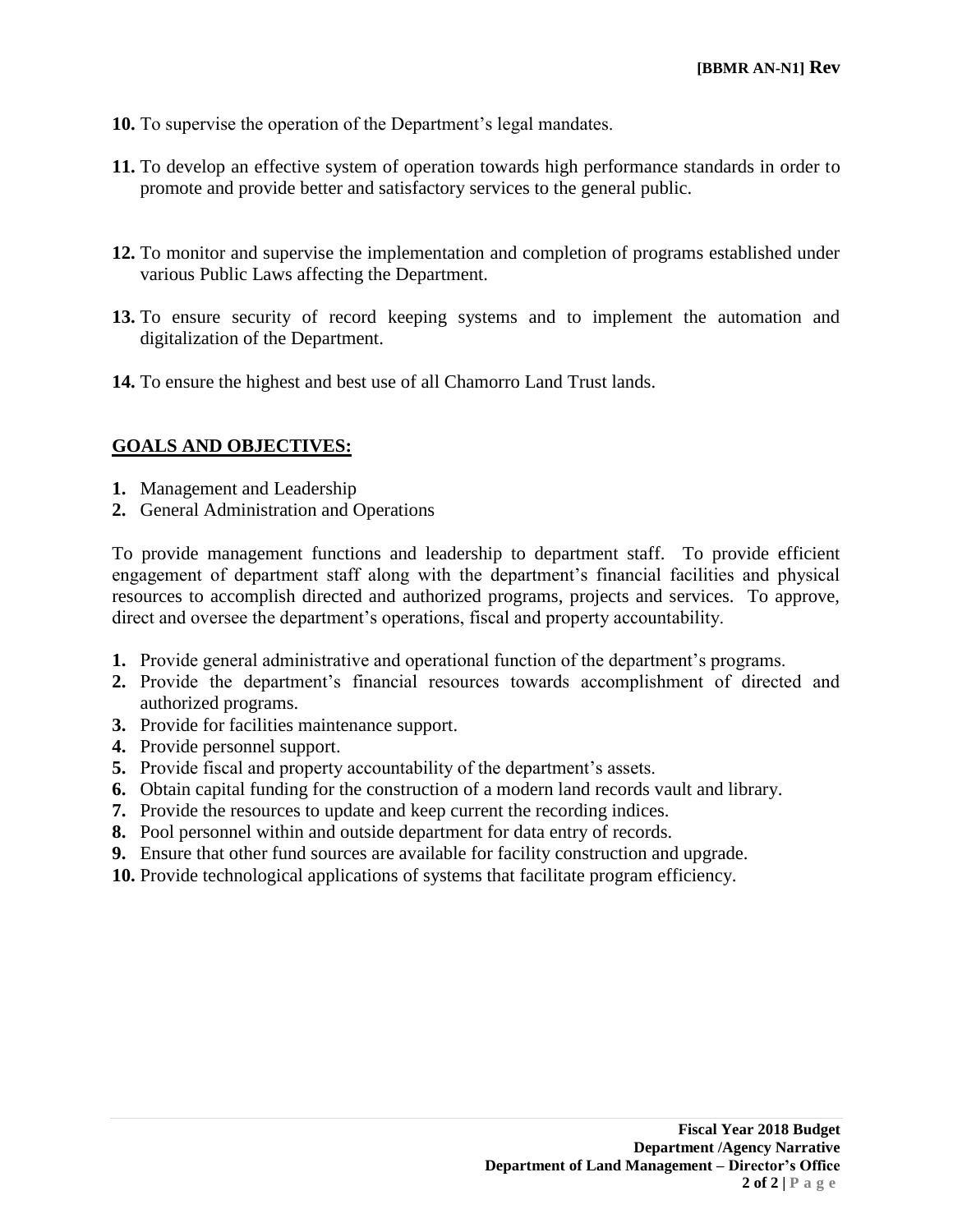**10.** To supervise the operation of the Department's legal mandates.

**11.** To develop an effective system of operation towards high performance standards in order to promote and provide better and satisfactory services to the general public.

**12.** To monitor and supervise the implementation and completion of programs established under various Public Laws affecting the Department.

**13.** To ensure security of record keeping systems and to implement the automation and digitalization of the Department.

**14.** To ensure the highest and best use of all Chamorro Land Trust lands.

## GOALS AND OBJECTIVES:

**1.** Management and Leadership
**2.** General Administration and Operations

To provide management functions and leadership to department staff. To provide efficient engagement of department staff along with the department's financial facilities and physical resources to accomplish directed and authorized programs, projects and services. To approve, direct and oversee the department's operations, fiscal and property accountability.

**1.** Provide general administrative and operational function of the department's programs.
**2.** Provide the department's financial resources towards accomplishment of directed and authorized programs.
**3.** Provide for facilities maintenance support.
**4.** Provide personnel support.
**5.** Provide fiscal and property accountability of the department's assets.
**6.** Obtain capital funding for the construction of a modern land records vault and library.
**7.** Provide the resources to update and keep current the recording indices.
**8.** Pool personnel within and outside department for data entry of records.
**9.** Ensure that other fund sources are available for facility construction and upgrade.
**10.** Provide technological applications of systems that facilitate program efficiency.